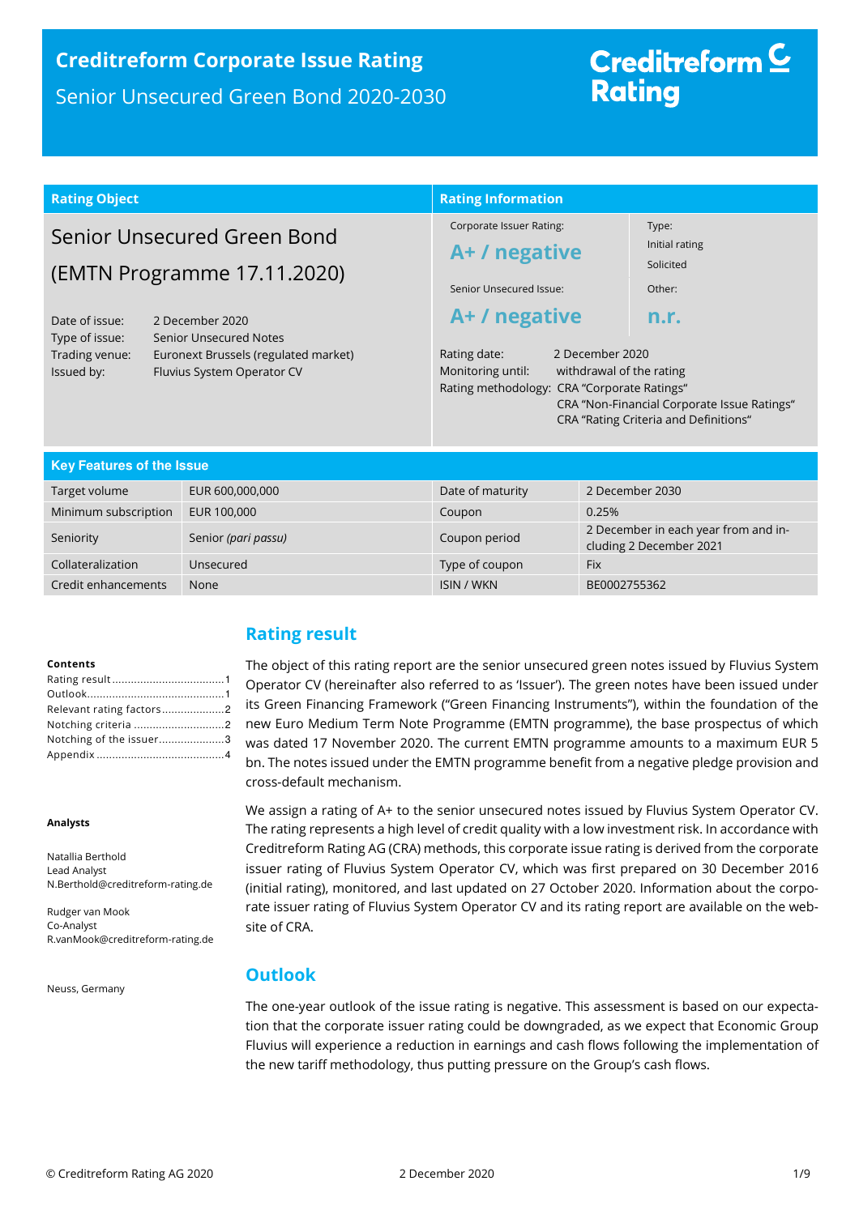# Creditreform Corporate Issue Rating

Senior Unsecured Green Bond 2020-2030

Creditreform Rating

## Rating Object

Senior Unsecured Green Bond

(EMTN Programme 17.11.2020)

| | |
|---|---|
| Date of issue: | 2 December 2020 |
| Type of issue: | Senior Unsecured Notes |
| Trading venue: | Euronext Brussels (regulated market) |
| Issued by: | Fluvius System Operator CV |

## Rating Information

Corporate Issuer Rating:

**A+ / negative**

Type:

Initial rating

Solicited

Senior Unsecured Issue:

**A+ / negative**

Other:

**n.r.**

Rating date: 2 December 2020
Monitoring until: withdrawal of the rating
Rating methodology: CRA "Corporate Ratings"
CRA "Non-Financial Corporate Issue Ratings"
CRA "Rating Criteria and Definitions"

## Key Features of the Issue

| | | | |
|---|---|---|---|
| Target volume | EUR 600,000,000 | Date of maturity | 2 December 2030 |
| Minimum subscription | EUR 100,000 | Coupon | 0.25% |
| Seniority | Senior *(pari passu)* | Coupon period | 2 December in each year from and including 2 December 2021 |
| Collateralization | Unsecured | Type of coupon | Fix |
| Credit enhancements | None | ISIN / WKN | BE0002755362 |

**Contents**

Rating result ....1
Outlook ....1
Relevant rating factors ....2
Notching criteria ....2
Notching of the issuer ....3
Appendix ....4

**Analysts**

Natallia Berthold
Lead Analyst
N.Berthold@creditreform-rating.de

Rudger van Mook
Co-Analyst
R.vanMook@creditreform-rating.de

Neuss, Germany

## Rating result

The object of this rating report are the senior unsecured green notes issued by Fluvius System Operator CV (hereinafter also referred to as 'Issuer'). The green notes have been issued under its Green Financing Framework ("Green Financing Instruments"), within the foundation of the new Euro Medium Term Note Programme (EMTN programme), the base prospectus of which was dated 17 November 2020. The current EMTN programme amounts to a maximum EUR 5 bn. The notes issued under the EMTN programme benefit from a negative pledge provision and cross-default mechanism.

We assign a rating of A+ to the senior unsecured notes issued by Fluvius System Operator CV. The rating represents a high level of credit quality with a low investment risk. In accordance with Creditreform Rating AG (CRA) methods, this corporate issue rating is derived from the corporate issuer rating of Fluvius System Operator CV, which was first prepared on 30 December 2016 (initial rating), monitored, and last updated on 27 October 2020. Information about the corporate issuer rating of Fluvius System Operator CV and its rating report are available on the website of CRA.

## Outlook

The one-year outlook of the issue rating is negative. This assessment is based on our expectation that the corporate issuer rating could be downgraded, as we expect that Economic Group Fluvius will experience a reduction in earnings and cash flows following the implementation of the new tariff methodology, thus putting pressure on the Group's cash flows.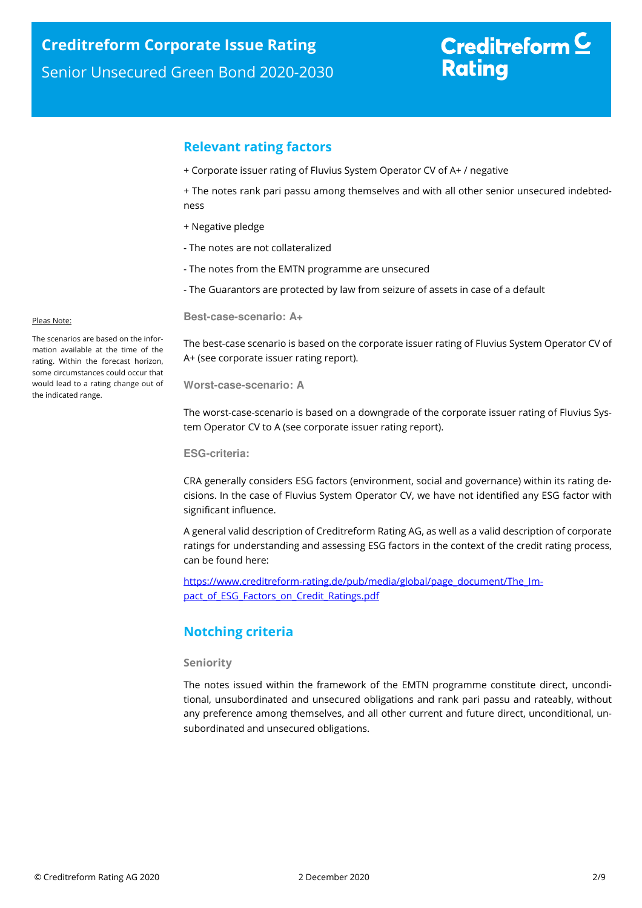## Relevant rating factors

+ Corporate issuer rating of Fluvius System Operator CV of A+ / negative

+ The notes rank pari passu among themselves and with all other senior unsecured indebtedness

+ Negative pledge

- The notes are not collateralized

- The notes from the EMTN programme are unsecured

- The Guarantors are protected by law from seizure of assets in case of a default

Pleas Note:

The scenarios are based on the information available at the time of the rating. Within the forecast horizon, some circumstances could occur that would lead to a rating change out of the indicated range.

### Best-case-scenario: A+

The best-case scenario is based on the corporate issuer rating of Fluvius System Operator CV of A+ (see corporate issuer rating report).

### Worst-case-scenario: A

The worst-case-scenario is based on a downgrade of the corporate issuer rating of Fluvius System Operator CV to A (see corporate issuer rating report).

### ESG-criteria:

CRA generally considers ESG factors (environment, social and governance) within its rating decisions. In the case of Fluvius System Operator CV, we have not identified any ESG factor with significant influence.

A general valid description of Creditreform Rating AG, as well as a valid description of corporate ratings for understanding and assessing ESG factors in the context of the credit rating process, can be found here:

https://www.creditreform-rating.de/pub/media/global/page_document/The_Impact_of_ESG_Factors_on_Credit_Ratings.pdf

## Notching criteria

### Seniority

The notes issued within the framework of the EMTN programme constitute direct, unconditional, unsubordinated and unsecured obligations and rank pari passu and rateably, without any preference among themselves, and all other current and future direct, unconditional, unsubordinated and unsecured obligations.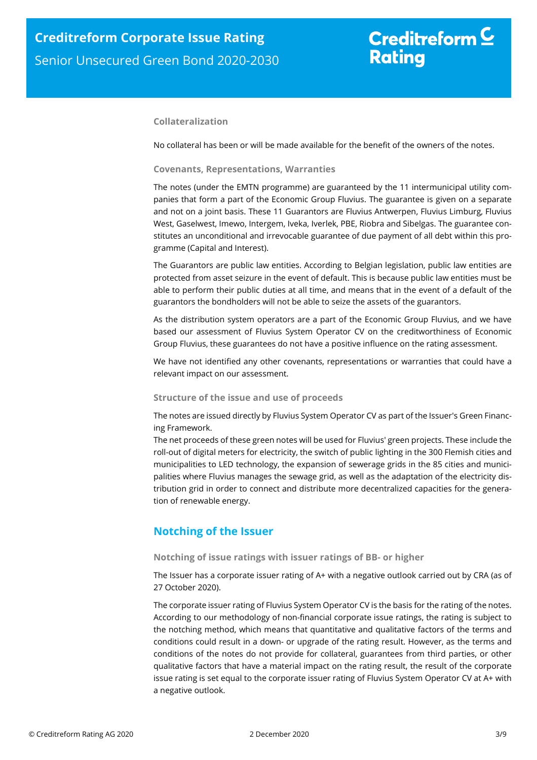### Collateralization

No collateral has been or will be made available for the benefit of the owners of the notes.

### Covenants, Representations, Warranties

The notes (under the EMTN programme) are guaranteed by the 11 intermunicipal utility companies that form a part of the Economic Group Fluvius. The guarantee is given on a separate and not on a joint basis. These 11 Guarantors are Fluvius Antwerpen, Fluvius Limburg, Fluvius West, Gaselwest, Imewo, Intergem, Iveka, Iverlek, PBE, Riobra and Sibelgas. The guarantee constitutes an unconditional and irrevocable guarantee of due payment of all debt within this programme (Capital and Interest).

The Guarantors are public law entities. According to Belgian legislation, public law entities are protected from asset seizure in the event of default. This is because public law entities must be able to perform their public duties at all time, and means that in the event of a default of the guarantors the bondholders will not be able to seize the assets of the guarantors.

As the distribution system operators are a part of the Economic Group Fluvius, and we have based our assessment of Fluvius System Operator CV on the creditworthiness of Economic Group Fluvius, these guarantees do not have a positive influence on the rating assessment.

We have not identified any other covenants, representations or warranties that could have a relevant impact on our assessment.

### Structure of the issue and use of proceeds

The notes are issued directly by Fluvius System Operator CV as part of the Issuer's Green Financing Framework.
The net proceeds of these green notes will be used for Fluvius' green projects. These include the roll-out of digital meters for electricity, the switch of public lighting in the 300 Flemish cities and municipalities to LED technology, the expansion of sewerage grids in the 85 cities and municipalities where Fluvius manages the sewage grid, as well as the adaptation of the electricity distribution grid in order to connect and distribute more decentralized capacities for the generation of renewable energy.

## Notching of the Issuer

### Notching of issue ratings with issuer ratings of BB- or higher

The Issuer has a corporate issuer rating of A+ with a negative outlook carried out by CRA (as of 27 October 2020).

The corporate issuer rating of Fluvius System Operator CV is the basis for the rating of the notes. According to our methodology of non-financial corporate issue ratings, the rating is subject to the notching method, which means that quantitative and qualitative factors of the terms and conditions could result in a down- or upgrade of the rating result. However, as the terms and conditions of the notes do not provide for collateral, guarantees from third parties, or other qualitative factors that have a material impact on the rating result, the result of the corporate issue rating is set equal to the corporate issuer rating of Fluvius System Operator CV at A+ with a negative outlook.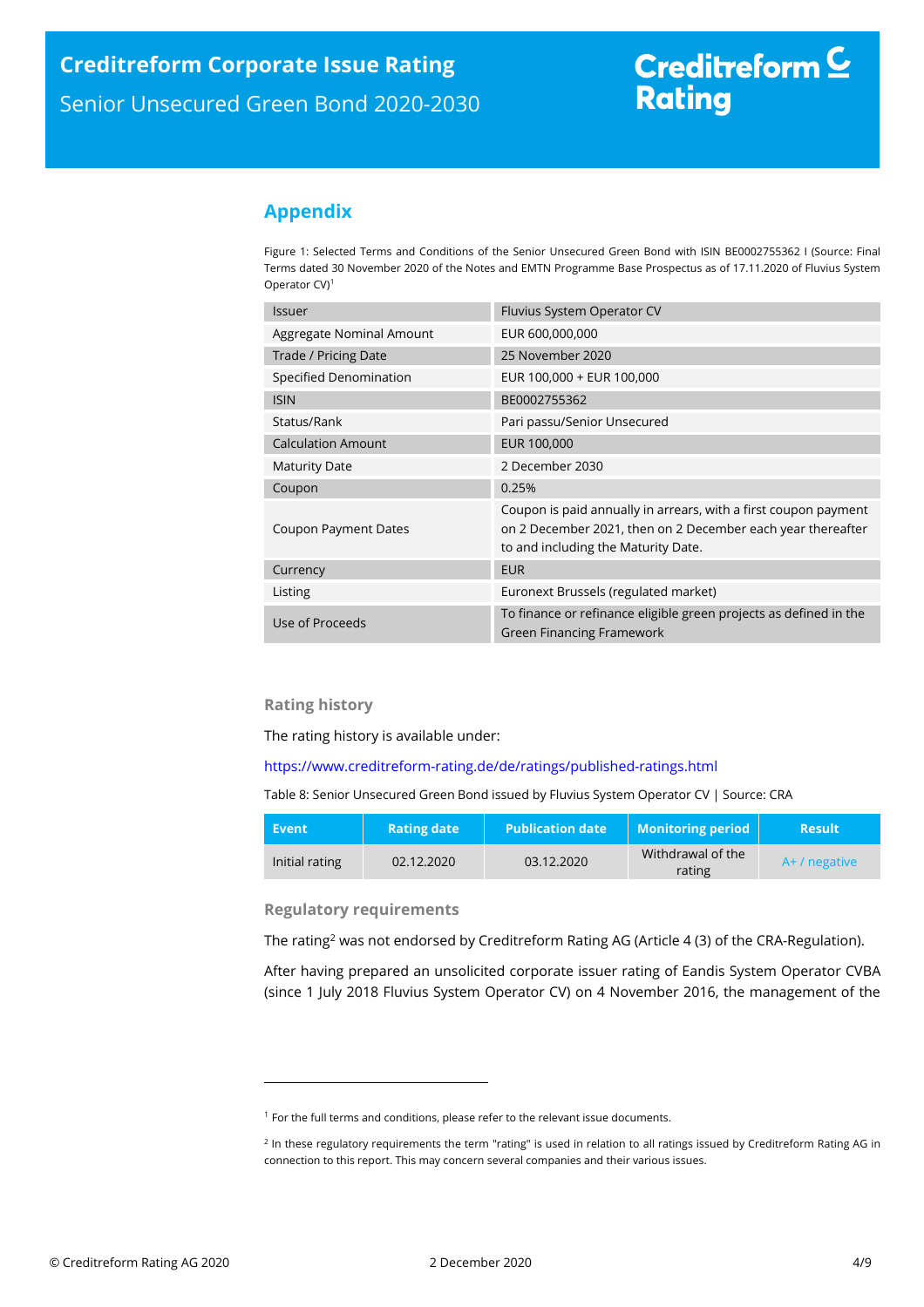## Appendix

Figure 1: Selected Terms and Conditions of the Senior Unsecured Green Bond with ISIN BE0002755362 I (Source: Final Terms dated 30 November 2020 of the Notes and EMTN Programme Base Prospectus as of 17.11.2020 of Fluvius System Operator CV)[1]

| | |
|---|---|
| Issuer | Fluvius System Operator CV |
| Aggregate Nominal Amount | EUR 600,000,000 |
| Trade / Pricing Date | 25 November 2020 |
| Specified Denomination | EUR 100,000 + EUR 100,000 |
| ISIN | BE0002755362 |
| Status/Rank | Pari passu/Senior Unsecured |
| Calculation Amount | EUR 100,000 |
| Maturity Date | 2 December 2030 |
| Coupon | 0.25% |
| Coupon Payment Dates | Coupon is paid annually in arrears, with a first coupon payment on 2 December 2021, then on 2 December each year thereafter to and including the Maturity Date. |
| Currency | EUR |
| Listing | Euronext Brussels (regulated market) |
| Use of Proceeds | To finance or refinance eligible green projects as defined in the Green Financing Framework |

### Rating history

The rating history is available under:

https://www.creditreform-rating.de/de/ratings/published-ratings.html

Table 8: Senior Unsecured Green Bond issued by Fluvius System Operator CV | Source: CRA

| Event | Rating date | Publication date | Monitoring period | Result |
|---|---|---|---|---|
| Initial rating | 02.12.2020 | 03.12.2020 | Withdrawal of the rating | A+ / negative |

### Regulatory requirements

The rating[2] was not endorsed by Creditreform Rating AG (Article 4 (3) of the CRA-Regulation).

After having prepared an unsolicited corporate issuer rating of Eandis System Operator CVBA (since 1 July 2018 Fluvius System Operator CV) on 4 November 2016, the management of the

---

[1] For the full terms and conditions, please refer to the relevant issue documents.

[2] In these regulatory requirements the term "rating" is used in relation to all ratings issued by Creditreform Rating AG in connection to this report. This may concern several companies and their various issues.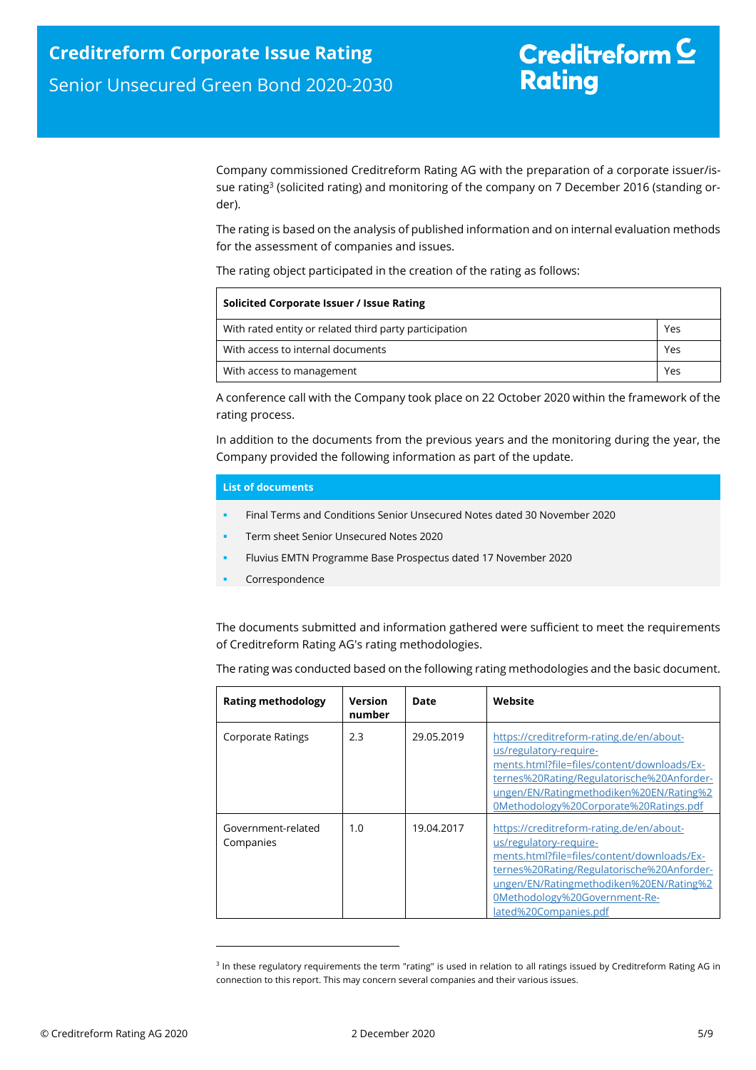Company commissioned Creditreform Rating AG with the preparation of a corporate issuer/issue rating[3] (solicited rating) and monitoring of the company on 7 December 2016 (standing order).

The rating is based on the analysis of published information and on internal evaluation methods for the assessment of companies and issues.

The rating object participated in the creation of the rating as follows:

| **Solicited Corporate Issuer / Issue Rating** | |
|---|---|
| With rated entity or related third party participation | Yes |
| With access to internal documents | Yes |
| With access to management | Yes |

A conference call with the Company took place on 22 October 2020 within the framework of the rating process.

In addition to the documents from the previous years and the monitoring during the year, the Company provided the following information as part of the update.

**List of documents**

- Final Terms and Conditions Senior Unsecured Notes dated 30 November 2020
- Term sheet Senior Unsecured Notes 2020
- Fluvius EMTN Programme Base Prospectus dated 17 November 2020
- Correspondence

The documents submitted and information gathered were sufficient to meet the requirements of Creditreform Rating AG's rating methodologies.

The rating was conducted based on the following rating methodologies and the basic document.

| Rating methodology | Version number | Date | Website |
|---|---|---|---|
| Corporate Ratings | 2.3 | 29.05.2019 | https://creditreform-rating.de/en/about-us/regulatory-requirements.html?file=files/content/downloads/Externes%20Rating/Regulatorische%20Anforderungen/EN/Ratingmethodiken%20EN/Rating%20Methodology%20Corporate%20Ratings.pdf |
| Government-related Companies | 1.0 | 19.04.2017 | https://creditreform-rating.de/en/about-us/regulatory-requirements.html?file=files/content/downloads/Externes%20Rating/Regulatorische%20Anforderungen/EN/Ratingmethodiken%20EN/Rating%20Methodology%20Government-Related%20Companies.pdf |

[3] In these regulatory requirements the term "rating" is used in relation to all ratings issued by Creditreform Rating AG in connection to this report. This may concern several companies and their various issues.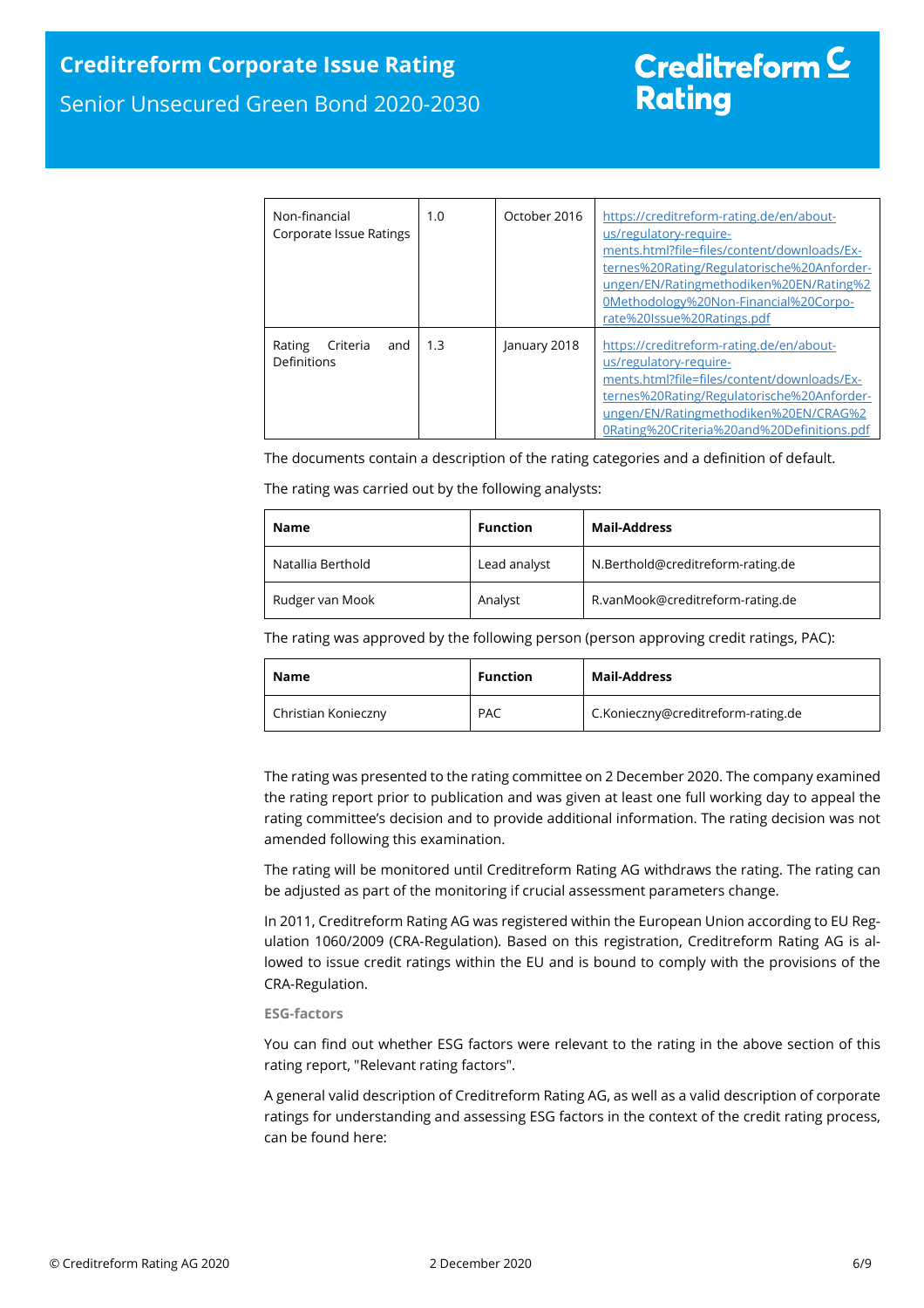| Non-financial Corporate Issue Ratings | 1.0 | October 2016 | https://creditreform-rating.de/en/about-us/regulatory-requirements.html?file=files/content/downloads/Externes%20Rating/Regulatorische%20Anforderungen/EN/Ratingmethodiken%20EN/Rating%20Methodology%20Non-Financial%20Corporate%20Issue%20Ratings.pdf |
|---|---|---|---|
| Rating Criteria and Definitions | 1.3 | January 2018 | https://creditreform-rating.de/en/about-us/regulatory-requirements.html?file=files/content/downloads/Externes%20Rating/Regulatorische%20Anforderungen/EN/Ratingmethodiken%20EN/CRAG%20Rating%20Criteria%20and%20Definitions.pdf |

The documents contain a description of the rating categories and a definition of default.

The rating was carried out by the following analysts:

| Name | Function | Mail-Address |
|---|---|---|
| Natallia Berthold | Lead analyst | N.Berthold@creditreform-rating.de |
| Rudger van Mook | Analyst | R.vanMook@creditreform-rating.de |

The rating was approved by the following person (person approving credit ratings, PAC):

| Name | Function | Mail-Address |
|---|---|---|
| Christian Konieczny | PAC | C.Konieczny@creditreform-rating.de |

The rating was presented to the rating committee on 2 December 2020. The company examined the rating report prior to publication and was given at least one full working day to appeal the rating committee's decision and to provide additional information. The rating decision was not amended following this examination.

The rating will be monitored until Creditreform Rating AG withdraws the rating. The rating can be adjusted as part of the monitoring if crucial assessment parameters change.

In 2011, Creditreform Rating AG was registered within the European Union according to EU Regulation 1060/2009 (CRA-Regulation). Based on this registration, Creditreform Rating AG is allowed to issue credit ratings within the EU and is bound to comply with the provisions of the CRA-Regulation.

**ESG-factors**

You can find out whether ESG factors were relevant to the rating in the above section of this rating report, "Relevant rating factors".

A general valid description of Creditreform Rating AG, as well as a valid description of corporate ratings for understanding and assessing ESG factors in the context of the credit rating process, can be found here: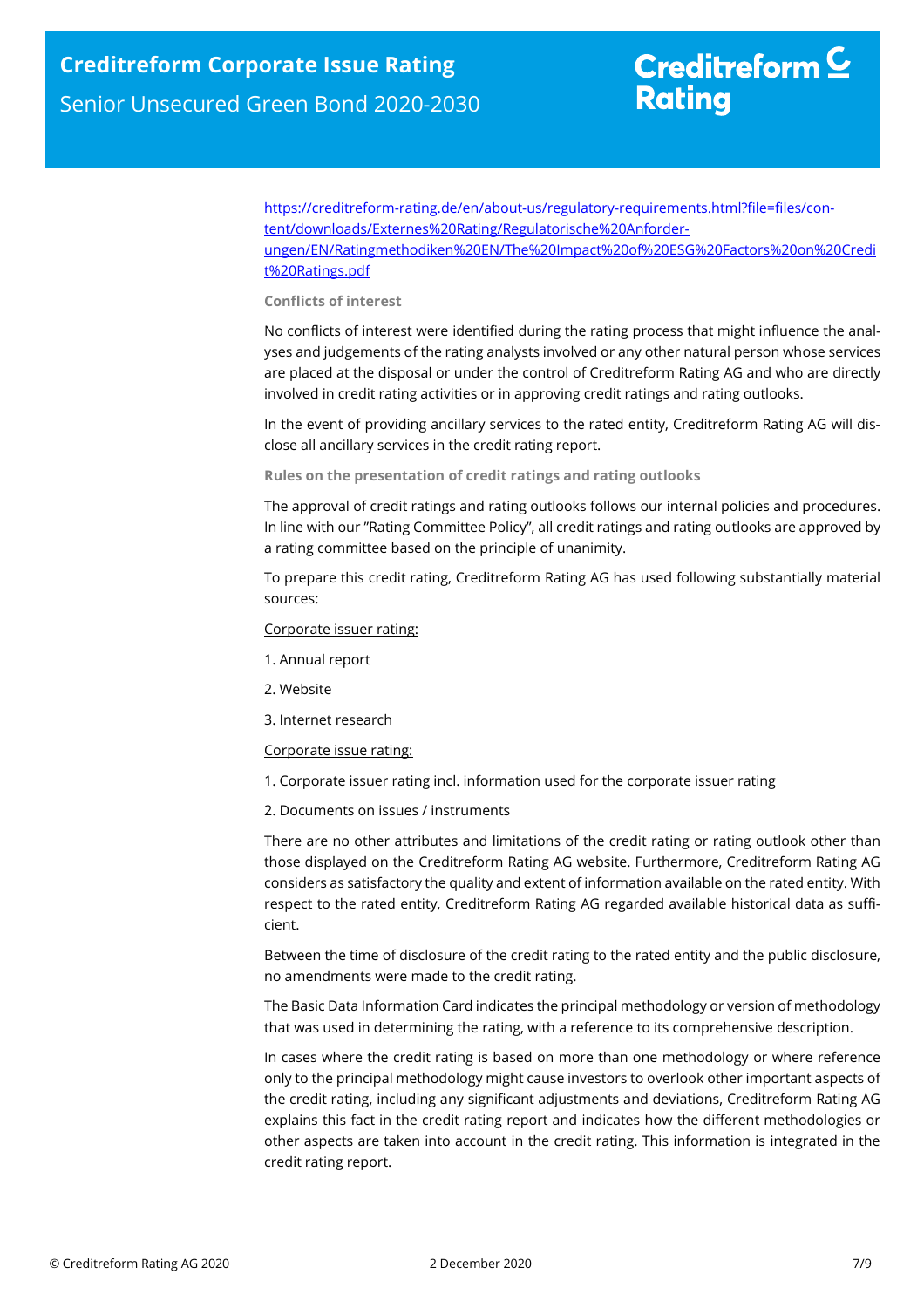https://creditreform-rating.de/en/about-us/regulatory-requirements.html?file=files/content/downloads/Externes%20Rating/Regulatorische%20Anforderungen/EN/Ratingmethodiken%20EN/The%20Impact%20of%20ESG%20Factors%20on%20Credit%20Ratings.pdf

### Conflicts of interest

No conflicts of interest were identified during the rating process that might influence the analyses and judgements of the rating analysts involved or any other natural person whose services are placed at the disposal or under the control of Creditreform Rating AG and who are directly involved in credit rating activities or in approving credit ratings and rating outlooks.

In the event of providing ancillary services to the rated entity, Creditreform Rating AG will disclose all ancillary services in the credit rating report.

### Rules on the presentation of credit ratings and rating outlooks

The approval of credit ratings and rating outlooks follows our internal policies and procedures. In line with our "Rating Committee Policy", all credit ratings and rating outlooks are approved by a rating committee based on the principle of unanimity.

To prepare this credit rating, Creditreform Rating AG has used following substantially material sources:

Corporate issuer rating:

1. Annual report
2. Website
3. Internet research

Corporate issue rating:

1. Corporate issuer rating incl. information used for the corporate issuer rating
2. Documents on issues / instruments

There are no other attributes and limitations of the credit rating or rating outlook other than those displayed on the Creditreform Rating AG website. Furthermore, Creditreform Rating AG considers as satisfactory the quality and extent of information available on the rated entity. With respect to the rated entity, Creditreform Rating AG regarded available historical data as sufficient.

Between the time of disclosure of the credit rating to the rated entity and the public disclosure, no amendments were made to the credit rating.

The Basic Data Information Card indicates the principal methodology or version of methodology that was used in determining the rating, with a reference to its comprehensive description.

In cases where the credit rating is based on more than one methodology or where reference only to the principal methodology might cause investors to overlook other important aspects of the credit rating, including any significant adjustments and deviations, Creditreform Rating AG explains this fact in the credit rating report and indicates how the different methodologies or other aspects are taken into account in the credit rating. This information is integrated in the credit rating report.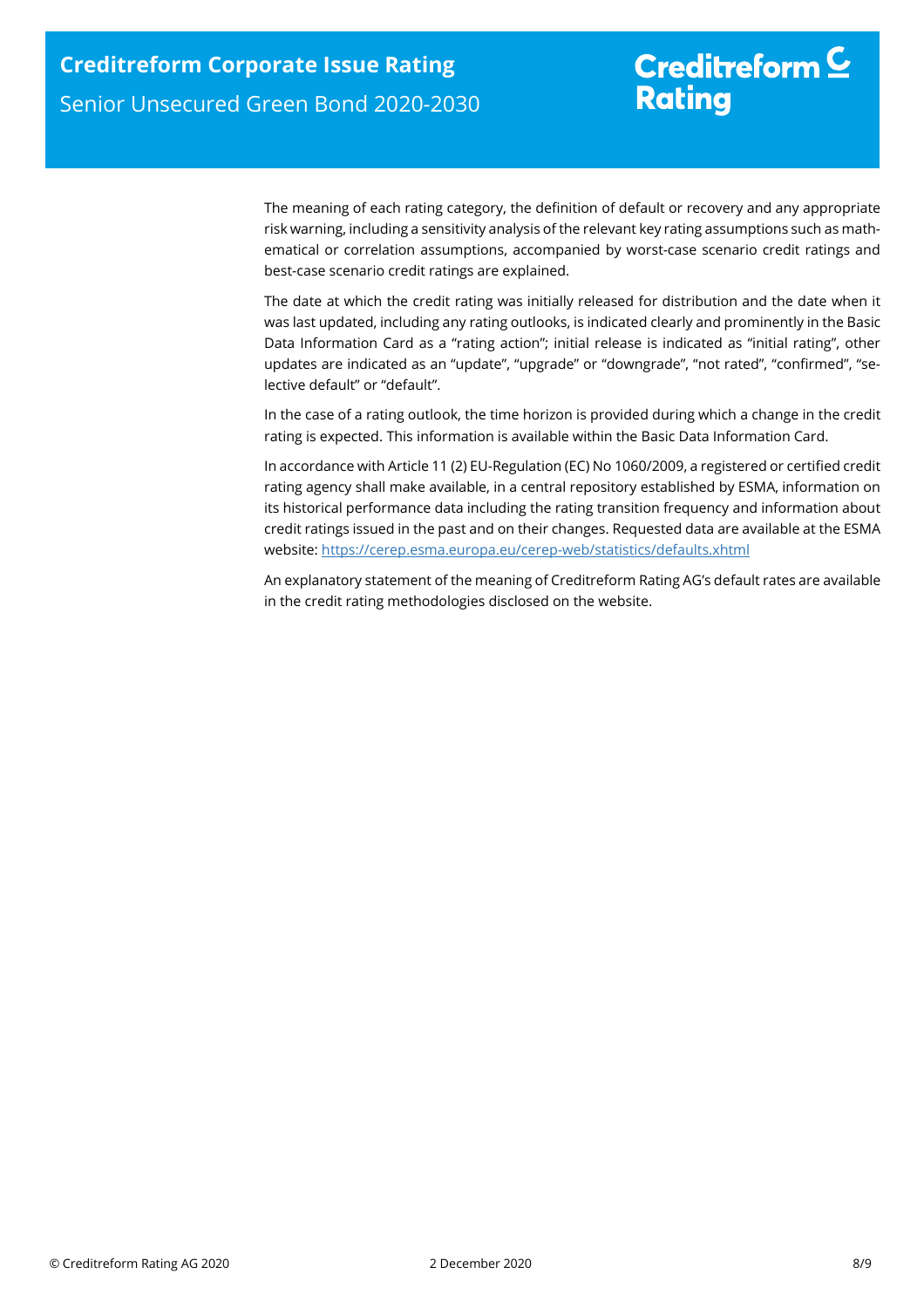The meaning of each rating category, the definition of default or recovery and any appropriate risk warning, including a sensitivity analysis of the relevant key rating assumptions such as mathematical or correlation assumptions, accompanied by worst-case scenario credit ratings and best-case scenario credit ratings are explained.

The date at which the credit rating was initially released for distribution and the date when it was last updated, including any rating outlooks, is indicated clearly and prominently in the Basic Data Information Card as a "rating action"; initial release is indicated as "initial rating", other updates are indicated as an "update", "upgrade" or "downgrade", "not rated", "confirmed", "selective default" or "default".

In the case of a rating outlook, the time horizon is provided during which a change in the credit rating is expected. This information is available within the Basic Data Information Card.

In accordance with Article 11 (2) EU-Regulation (EC) No 1060/2009, a registered or certified credit rating agency shall make available, in a central repository established by ESMA, information on its historical performance data including the rating transition frequency and information about credit ratings issued in the past and on their changes. Requested data are available at the ESMA website: https://cerep.esma.europa.eu/cerep-web/statistics/defaults.xhtml

An explanatory statement of the meaning of Creditreform Rating AG's default rates are available in the credit rating methodologies disclosed on the website.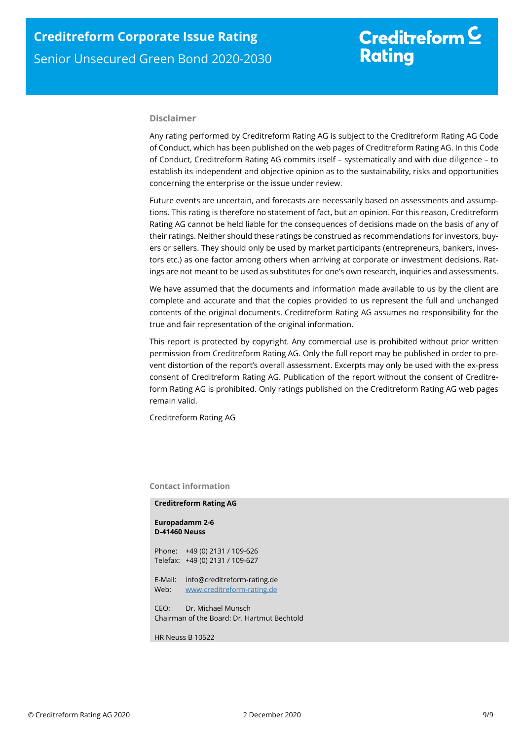## Disclaimer

Any rating performed by Creditreform Rating AG is subject to the Creditreform Rating AG Code of Conduct, which has been published on the web pages of Creditreform Rating AG. In this Code of Conduct, Creditreform Rating AG commits itself – systematically and with due diligence – to establish its independent and objective opinion as to the sustainability, risks and opportunities concerning the enterprise or the issue under review.

Future events are uncertain, and forecasts are necessarily based on assessments and assumptions. This rating is therefore no statement of fact, but an opinion. For this reason, Creditreform Rating AG cannot be held liable for the consequences of decisions made on the basis of any of their ratings. Neither should these ratings be construed as recommendations for investors, buyers or sellers. They should only be used by market participants (entrepreneurs, bankers, investors etc.) as one factor among others when arriving at corporate or investment decisions. Ratings are not meant to be used as substitutes for one's own research, inquiries and assessments.

We have assumed that the documents and information made available to us by the client are complete and accurate and that the copies provided to us represent the full and unchanged contents of the original documents. Creditreform Rating AG assumes no responsibility for the true and fair representation of the original information.

This report is protected by copyright. Any commercial use is prohibited without prior written permission from Creditreform Rating AG. Only the full report may be published in order to prevent distortion of the report's overall assessment. Excerpts may only be used with the ex-press consent of Creditreform Rating AG. Publication of the report without the consent of Creditreform Rating AG is prohibited. Only ratings published on the Creditreform Rating AG web pages remain valid.

Creditreform Rating AG

## Contact information

**Creditreform Rating AG**

**Europadamm 2-6**
**D-41460 Neuss**

Phone: +49 (0) 2131 / 109-626
Telefax: +49 (0) 2131 / 109-627

E-Mail: info@creditreform-rating.de
Web: www.creditreform-rating.de

CEO: Dr. Michael Munsch
Chairman of the Board: Dr. Hartmut Bechtold

HR Neuss B 10522